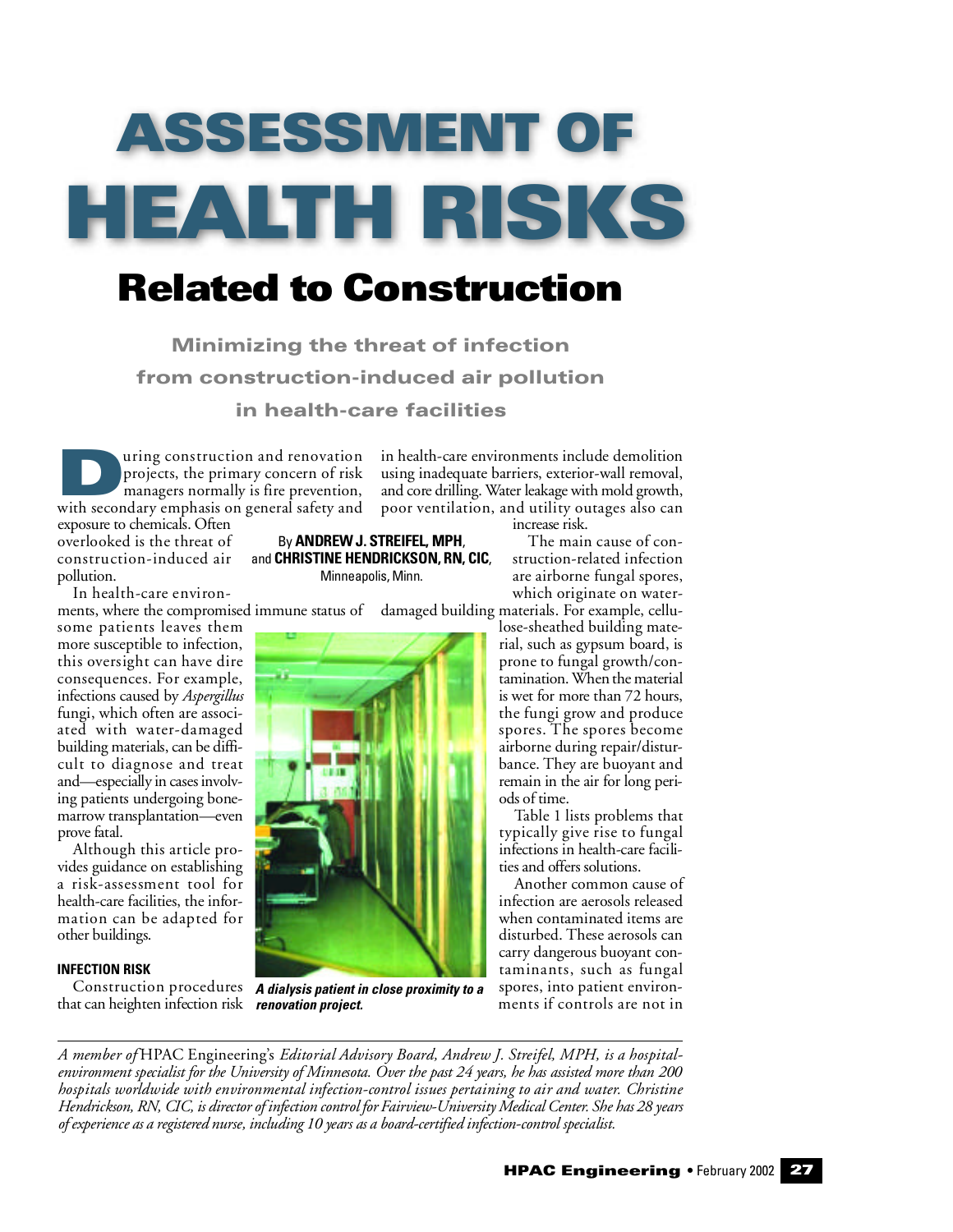# ASSESSMENT OF HEALTH RISKS

## Related to Construction

### Minimizing the threat of infection from construction-induced air pollution in health-care facilities

By **ANDREW J. STREIFEL, MPH**, and **CHRISTINE HENDRICKSON, RN, CIC**, Minneapolis, Minn.

During construction and renovation projects, the primary concern of risk managers normally is fire prevention, with secondary emphasis on general safety and exposure to chemicals. Often overlooked is the threat of construction-induced air pollution.

In health-care environments, where the compromised immune status of some patients leaves them more susceptible to infection, this oversight can have dire consequences. For example, infections caused by *Aspergillus* fungi, which often are associated with water-damaged building materials, can be difficult to diagnose and treat and—especially in cases involving patients undergoing bone-marrow transplantation—even prove fatal.

Although this article provides guidance on establishing a risk-assessment tool for health-care facilities, the information can be adapted for other buildings.

#### INFECTION RISK

Construction procedures that can heighten infection risk in health-care environments include demolition using inadequate barriers, exterior-wall removal, and core drilling. Water leakage with mold growth, poor ventilation, and utility outages also can increase risk.

The main cause of construction-related infection are airborne fungal spores, which originate on water-damaged building materials. For example, cellulose-sheathed building material, such as gypsum board, is prone to fungal growth/contamination. When the material is wet for more than 72 hours, the fungi grow and produce spores. The spores become airborne during repair/disturbance. They are buoyant and remain in the air for long periods of time.

Table 1 lists problems that typically give rise to fungal infections in health-care facilities and offers solutions.

Another common cause of infection are aerosols released when contaminated items are disturbed. These aerosols can carry dangerous buoyant contaminants, such as fungal spores, into patient environments if controls are not in

***A dialysis patient in close proximity to a renovation project.***

*A member of* HPAC Engineering's *Editorial Advisory Board, Andrew J. Streifel, MPH, is a hospital-environment specialist for the University of Minnesota. Over the past 24 years, he has assisted more than 200 hospitals worldwide with environmental infection-control issues pertaining to air and water. Christine Hendrickson, RN, CIC, is director of infection control for Fairview-University Medical Center. She has 28 years of experience as a registered nurse, including 10 years as a board-certified infection-control specialist.*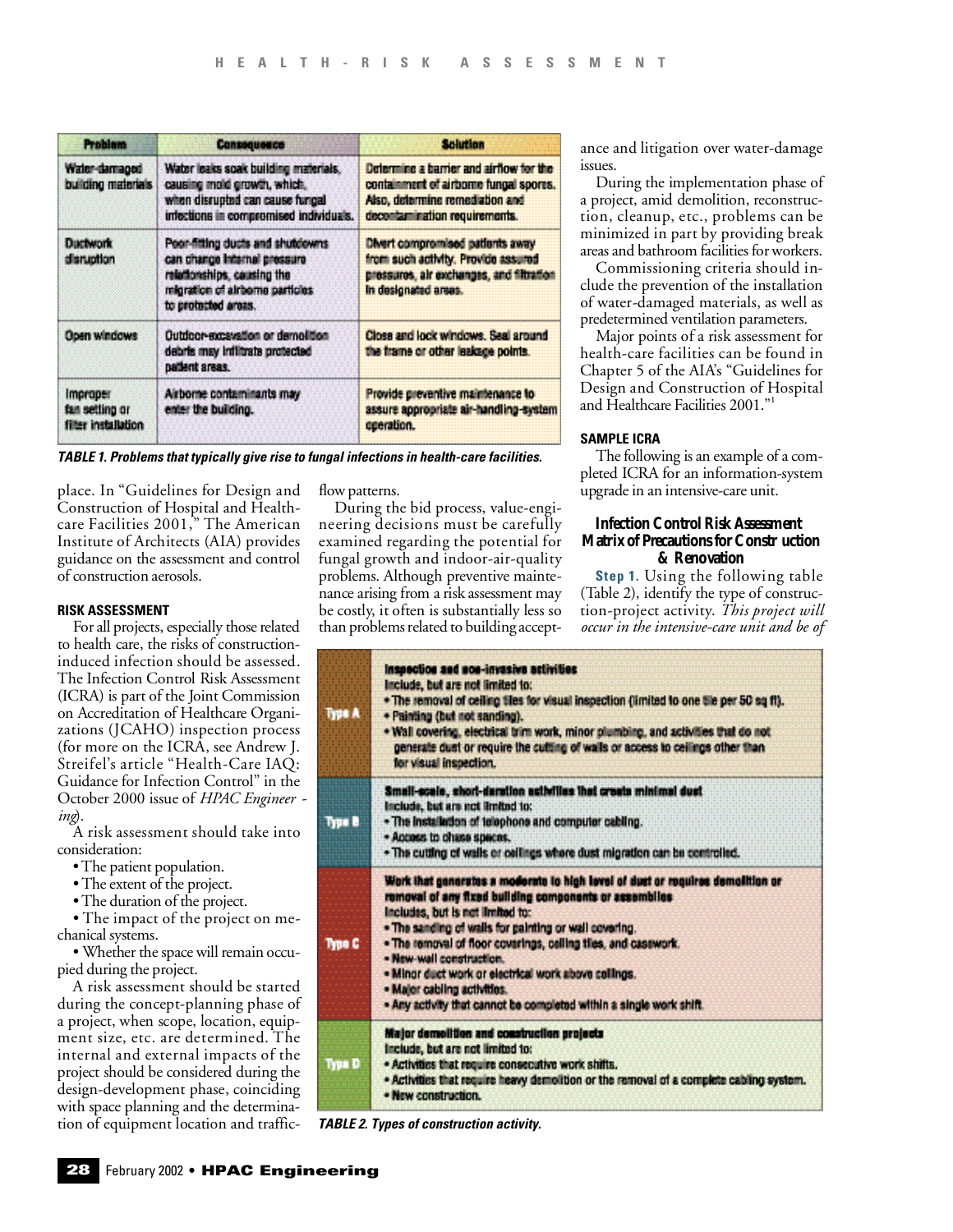| Problem | Consequence | Solution |
|---|---|---|
| Water-damaged building materials | Water leaks soak building materials, causing mold growth, which, when disrupted can cause fungal infections in compromised individuals. | Determine a barrier and airflow for the containment of airborne fungal spores. Also, determine remediation and decontamination requirements. |
| Ductwork disruption | Poor-fitting ducts and shutdowns can change internal pressure relationships, causing the migration of airborne particles to protected areas. | Divert compromised patients away from such activity. Provide assured pressures, air exchanges, and filtration in designated areas. |
| Open windows | Outdoor-excavation or demolition debris may infiltrate protected patient areas. | Close and lock windows. Seal around the frame or other leakage points. |
| Improper fan setting or filter installation | Airborne contaminants may enter the building. | Provide preventive maintenance to assure appropriate air-handling-system operation. |

**TABLE 1. Problems that typically give rise to fungal infections in health-care facilities.**

place. In "Guidelines for Design and Construction of Hospital and Health-care Facilities 2001," The American Institute of Architects (AIA) provides guidance on the assessment and control of construction aerosols.

## RISK ASSESSMENT

For all projects, especially those related to health care, the risks of construction-induced infection should be assessed. The Infection Control Risk Assessment (ICRA) is part of the Joint Commission on Accreditation of Healthcare Organizations (JCAHO) inspection process (for more on the ICRA, see Andrew J. Streifel's article "Health-Care IAQ: Guidance for Infection Control" in the October 2000 issue of *HPAC Engineering*).

A risk assessment should take into consideration:

- The patient population.
- The extent of the project.
- The duration of the project.
- The impact of the project on mechanical systems.
- Whether the space will remain occupied during the project.

A risk assessment should be started during the concept-planning phase of a project, when scope, location, equipment size, etc. are determined. The internal and external impacts of the project should be considered during the design-development phase, coinciding with space planning and the determination of equipment location and traffic-flow patterns.

During the bid process, value-engineering decisions must be carefully examined regarding the potential for fungal growth and indoor-air-quality problems. Although preventive maintenance arising from a risk assessment may be costly, it often is substantially less so than problems related to building acceptance and litigation over water-damage issues.

During the implementation phase of a project, amid demolition, reconstruction, cleanup, etc., problems can be minimized in part by providing break areas and bathroom facilities for workers.

Commissioning criteria should include the prevention of the installation of water-damaged materials, as well as predetermined ventilation parameters.

Major points of a risk assessment for health-care facilities can be found in Chapter 5 of the AIA's "Guidelines for Design and Construction of Hospital and Healthcare Facilities 2001."[1]

## SAMPLE ICRA

The following is an example of a completed ICRA for an information-system upgrade in an intensive-care unit.

### Infection Control Risk Assessment Matrix of Precautions for Construction & Renovation

**Step 1.** Using the following table (Table 2), identify the type of construction-project activity. *This project will occur in the intensive-care unit and be of*

| | |
|---|---|
| Type A | **Inspection and non-invasive activities**<br>Include, but are not limited to:<br>• The removal of ceiling tiles for visual inspection (limited to one tile per 50 sq ft).<br>• Painting (but not sanding).<br>• Wall covering, electrical trim work, minor plumbing, and activities that do not generate dust or require the cutting of walls or access to ceilings other than for visual inspection. |
| Type B | **Small-scale, short-duration activities that create minimal dust**<br>Include, but are not limited to:<br>• The installation of telephone and computer cabling.<br>• Access to chase spaces.<br>• The cutting of walls or ceilings where dust migration can be controlled. |
| Type C | **Work that generates a moderate to high level of dust or requires demolition or removal of any fixed building components or assemblies**<br>Includes, but is not limited to:<br>• The sanding of walls for painting or wall covering.<br>• The removal of floor coverings, ceiling tiles, and casework.<br>• New-wall construction.<br>• Minor duct work or electrical work above ceilings.<br>• Major cabling activities.<br>• Any activity that cannot be completed within a single work shift. |
| Type D | **Major demolition and construction projects**<br>Include, but are not limited to:<br>• Activities that require consecutive work shifts.<br>• Activities that require heavy demolition or the removal of a complete cabling system.<br>• New construction. |

**TABLE 2. Types of construction activity.**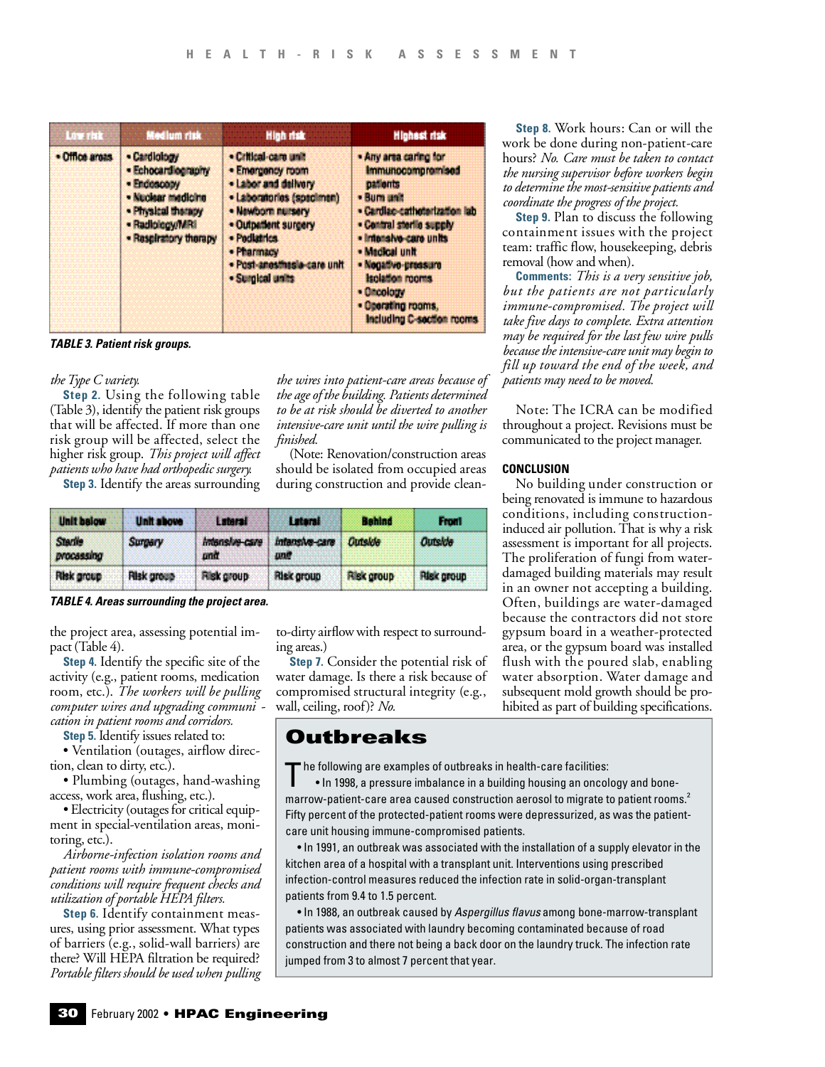| Low risk | Medium risk | High risk | Highest risk |
|---|---|---|---|
| • Office areas | • Cardiology<br>• Echocardiography<br>• Endoscopy<br>• Nuclear medicine<br>• Physical therapy<br>• Radiology/MRI<br>• Respiratory therapy | • Critical-care unit<br>• Emergency room<br>• Labor and delivery<br>• Laboratories (specimen)<br>• Newborn nursery<br>• Outpatient surgery<br>• Pediatrics<br>• Pharmacy<br>• Post-anesthesia-care unit<br>• Surgical units | • Any area caring for immunocompromised patients<br>• Burn unit<br>• Cardiac-catheterization lab<br>• Central sterile supply<br>• Intensive-care units<br>• Medical unit<br>• Negative-pressure isolation rooms<br>• Oncology<br>• Operating rooms, including C-section rooms |

**TABLE 3. Patient risk groups.**

*the Type C variety.*

**Step 2.** Using the following table (Table 3), identify the patient risk groups that will be affected. If more than one risk group will be affected, select the higher risk group. *This project will affect patients who have had orthopedic surgery.*

**Step 3.** Identify the areas surrounding the project area, assessing potential impact (Table 4).

| Unit below | Unit above | Lateral | Lateral | Behind | Front |
|---|---|---|---|---|---|
| *Sterile processing* | *Surgery* | *Intensive-care unit* | *Intensive-care unit* | *Outside* | *Outside* |
| Risk group | Risk group | Risk group | Risk group | Risk group | Risk group |

**TABLE 4. Areas surrounding the project area.**

**Step 4.** Identify the specific site of the activity (e.g., patient rooms, medication room, etc.). *The workers will be pulling computer wires and upgrading communication in patient rooms and corridors.*

**Step 5.** Identify issues related to:

- Ventilation (outages, airflow direction, clean to dirty, etc.).
- Plumbing (outages, hand-washing access, work area, flushing, etc.).
- Electricity (outages for critical equipment in special-ventilation areas, monitoring, etc.).

*Airborne-infection isolation rooms and patient rooms with immune-compromised conditions will require frequent checks and utilization of portable HEPA filters.*

**Step 6.** Identify containment measures, using prior assessment. What types of barriers (e.g., solid-wall barriers) are there? Will HEPA filtration be required? *Portable filters should be used when pulling the wires into patient-care areas because of the age of the building. Patients determined to be at risk should be diverted to another intensive-care unit until the wire pulling is finished.*

(Note: Renovation/construction areas should be isolated from occupied areas during construction and provide clean-to-dirty airflow with respect to surrounding areas.)

**Step 7.** Consider the potential risk of water damage. Is there a risk because of compromised structural integrity (e.g., wall, ceiling, roof)? *No.*

**Step 8.** Work hours: Can or will the work be done during non-patient-care hours? *No. Care must be taken to contact the nursing supervisor before workers begin to determine the most-sensitive patients and coordinate the progress of the project.*

**Step 9.** Plan to discuss the following containment issues with the project team: traffic flow, housekeeping, debris removal (how and when).

**Comments:** *This is a very sensitive job, but the patients are not particularly immune-compromised. The project will take five days to complete. Extra attention may be required for the last few wire pulls because the intensive-care unit may begin to fill up toward the end of the week, and patients may need to be moved.*

Note: The ICRA can be modified throughout a project. Revisions must be communicated to the project manager.

## CONCLUSION

No building under construction or being renovated is immune to hazardous conditions, including construction-induced air pollution. That is why a risk assessment is important for all projects. The proliferation of fungi from water-damaged building materials may result in an owner not accepting a building. Often, buildings are water-damaged because the contractors did not store gypsum board in a weather-protected area, or the gypsum board was installed flush with the poured slab, enabling water absorption. Water damage and subsequent mold growth should be prohibited as part of building specifications.

## Outbreaks

The following are examples of outbreaks in health-care facilities:

- In 1998, a pressure imbalance in a building housing an oncology and bone-marrow-patient-care area caused construction aerosol to migrate to patient rooms.[2] Fifty percent of the protected-patient rooms were depressurized, as was the patient-care unit housing immune-compromised patients.
- In 1991, an outbreak was associated with the installation of a supply elevator in the kitchen area of a hospital with a transplant unit. Interventions using prescribed infection-control measures reduced the infection rate in solid-organ-transplant patients from 9.4 to 1.5 percent.
- In 1988, an outbreak caused by *Aspergillus flavus* among bone-marrow-transplant patients was associated with laundry becoming contaminated because of road construction and there not being a back door on the laundry truck. The infection rate jumped from 3 to almost 7 percent that year.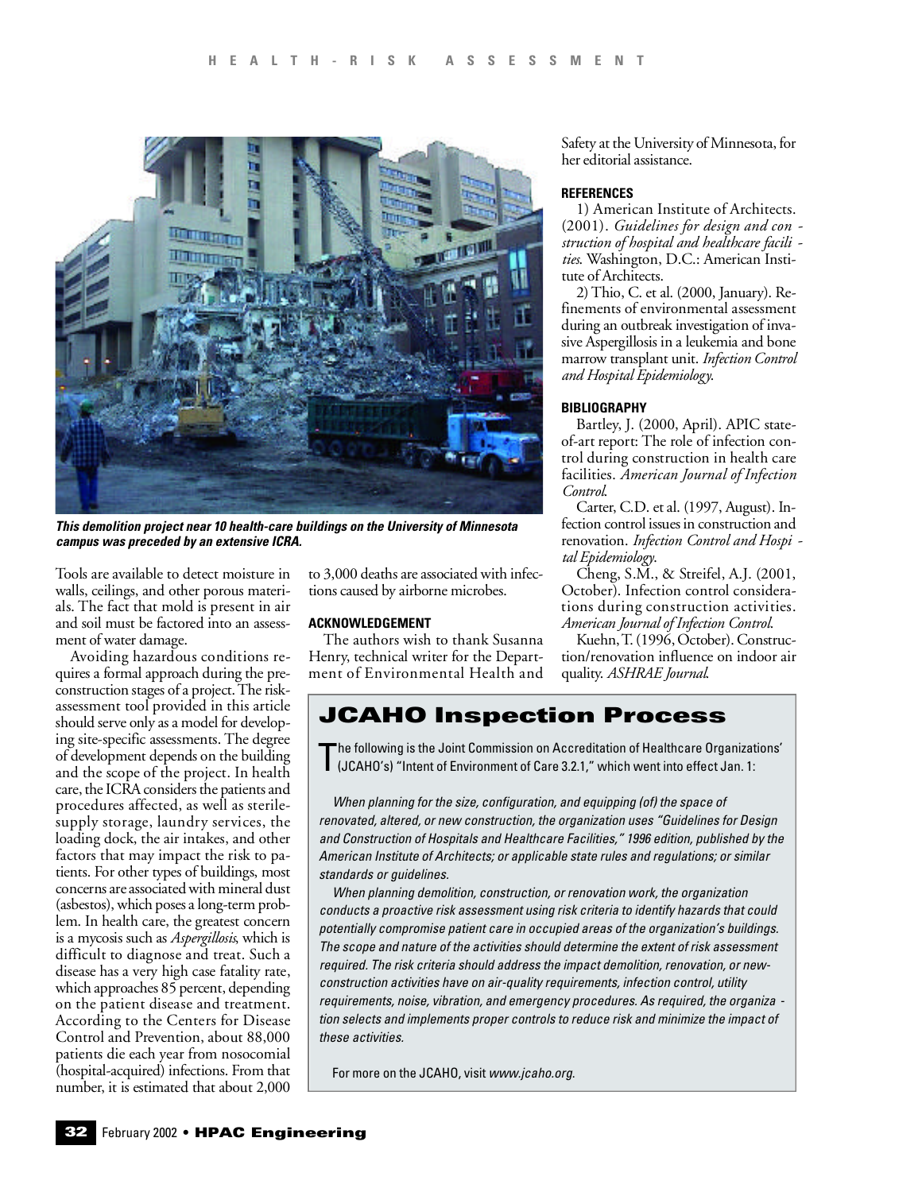This demolition project near 10 health-care buildings on the University of Minnesota campus was preceded by an extensive ICRA.

Tools are available to detect moisture in walls, ceilings, and other porous materials. The fact that mold is present in air and soil must be factored into an assessment of water damage.

Avoiding hazardous conditions requires a formal approach during the preconstruction stages of a project. The risk-assessment tool provided in this article should serve only as a model for developing site-specific assessments. The degree of development depends on the building and the scope of the project. In health care, the ICRA considers the patients and procedures affected, as well as sterile-supply storage, laundry services, the loading dock, the air intakes, and other factors that may impact the risk to patients. For other types of buildings, most concerns are associated with mineral dust (asbestos), which poses a long-term problem. In health care, the greatest concern is a mycosis such as *Aspergillosis*, which is difficult to diagnose and treat. Such a disease has a very high case fatality rate, which approaches 85 percent, depending on the patient disease and treatment. According to the Centers for Disease Control and Prevention, about 88,000 patients die each year from nosocomial (hospital-acquired) infections. From that number, it is estimated that about 2,000 to 3,000 deaths are associated with infections caused by airborne microbes.

#### ACKNOWLEDGEMENT

The authors wish to thank Susanna Henry, technical writer for the Department of Environmental Health and Safety at the University of Minnesota, for her editorial assistance.

#### REFERENCES

1) American Institute of Architects. (2001). *Guidelines for design and construction of hospital and healthcare facilities*. Washington, D.C.: American Institute of Architects.

2) Thio, C. et al. (2000, January). Refinements of environmental assessment during an outbreak investigation of invasive Aspergillosis in a leukemia and bone marrow transplant unit. *Infection Control and Hospital Epidemiology*.

#### BIBLIOGRAPHY

Bartley, J. (2000, April). APIC state-of-art report: The role of infection control during construction in health care facilities. *American Journal of Infection Control*.

Carter, C.D. et al. (1997, August). Infection control issues in construction and renovation. *Infection Control and Hospital Epidemiology*.

Cheng, S.M., & Streifel, A.J. (2001, October). Infection control considerations during construction activities. *American Journal of Infection Control*.

Kuehn, T. (1996, October). Construction/renovation influence on indoor air quality. *ASHRAE Journal*.

## JCAHO Inspection Process

The following is the Joint Commission on Accreditation of Healthcare Organizations' (JCAHO's) "Intent of Environment of Care 3.2.1," which went into effect Jan. 1:

*When planning for the size, configuration, and equipping (of) the space of renovated, altered, or new construction, the organization uses "Guidelines for Design and Construction of Hospitals and Healthcare Facilities," 1996 edition, published by the American Institute of Architects; or applicable state rules and regulations; or similar standards or guidelines.*

*When planning demolition, construction, or renovation work, the organization conducts a proactive risk assessment using risk criteria to identify hazards that could potentially compromise patient care in occupied areas of the organization's buildings. The scope and nature of the activities should determine the extent of risk assessment required. The risk criteria should address the impact demolition, renovation, or new-construction activities have on air-quality requirements, infection control, utility requirements, noise, vibration, and emergency procedures. As required, the organization selects and implements proper controls to reduce risk and minimize the impact of these activities.*

For more on the JCAHO, visit *www.jcaho.org*.